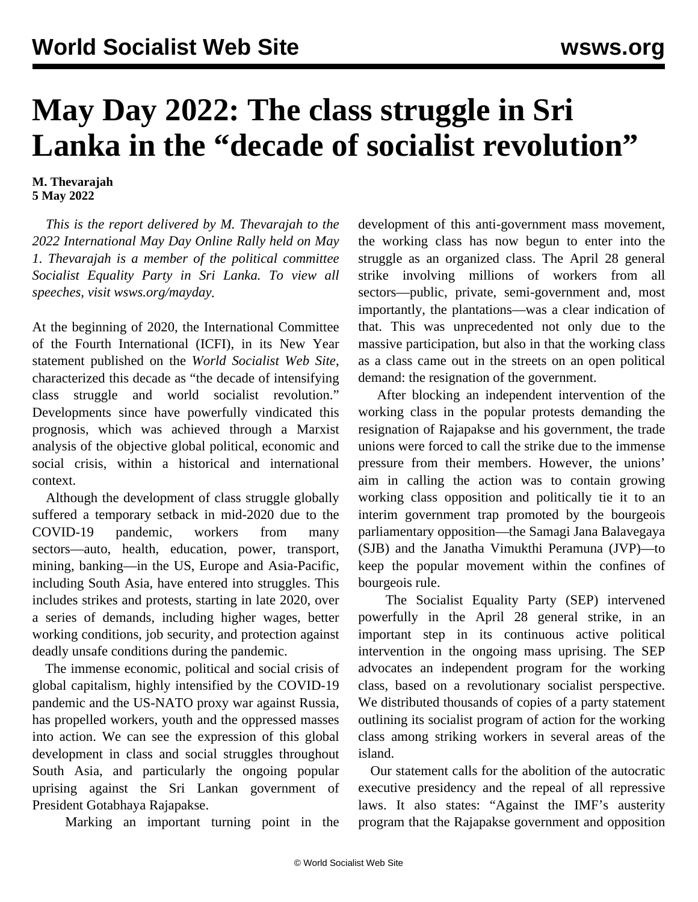# May Day 2022: The class struggle in Sri Lanka in the "decade of socialist revolution"

**M. Thevarajah**
**5 May 2022**

*This is the report delivered by M. Thevarajah to the 2022 International May Day Online Rally held on May 1. Thevarajah is a member of the political committee Socialist Equality Party in Sri Lanka. To view all speeches, visit wsws.org/mayday.*

At the beginning of 2020, the International Committee of the Fourth International (ICFI), in its New Year statement published on the *World Socialist Web Site*, characterized this decade as "the decade of intensifying class struggle and world socialist revolution." Developments since have powerfully vindicated this prognosis, which was achieved through a Marxist analysis of the objective global political, economic and social crisis, within a historical and international context.

Although the development of class struggle globally suffered a temporary setback in mid-2020 due to the COVID-19 pandemic, workers from many sectors—auto, health, education, power, transport, mining, banking—in the US, Europe and Asia-Pacific, including South Asia, have entered into struggles. This includes strikes and protests, starting in late 2020, over a series of demands, including higher wages, better working conditions, job security, and protection against deadly unsafe conditions during the pandemic.

The immense economic, political and social crisis of global capitalism, highly intensified by the COVID-19 pandemic and the US-NATO proxy war against Russia, has propelled workers, youth and the oppressed masses into action. We can see the expression of this global development in class and social struggles throughout South Asia, and particularly the ongoing popular uprising against the Sri Lankan government of President Gotabhaya Rajapakse.

Marking an important turning point in the development of this anti-government mass movement, the working class has now begun to enter into the struggle as an organized class. The April 28 general strike involving millions of workers from all sectors—public, private, semi-government and, most importantly, the plantations—was a clear indication of that. This was unprecedented not only due to the massive participation, but also in that the working class as a class came out in the streets on an open political demand: the resignation of the government.

After blocking an independent intervention of the working class in the popular protests demanding the resignation of Rajapakse and his government, the trade unions were forced to call the strike due to the immense pressure from their members. However, the unions' aim in calling the action was to contain growing working class opposition and politically tie it to an interim government trap promoted by the bourgeois parliamentary opposition—the Samagi Jana Balavegaya (SJB) and the Janatha Vimukthi Peramuna (JVP)—to keep the popular movement within the confines of bourgeois rule.

The Socialist Equality Party (SEP) intervened powerfully in the April 28 general strike, in an important step in its continuous active political intervention in the ongoing mass uprising. The SEP advocates an independent program for the working class, based on a revolutionary socialist perspective. We distributed thousands of copies of a party statement outlining its socialist program of action for the working class among striking workers in several areas of the island.

Our statement calls for the abolition of the autocratic executive presidency and the repeal of all repressive laws. It also states: "Against the IMF's austerity program that the Rajapakse government and opposition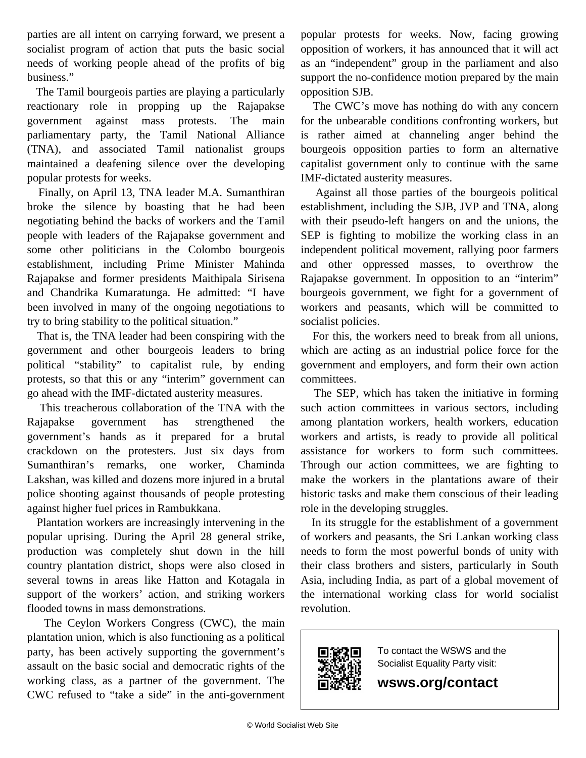parties are all intent on carrying forward, we present a socialist program of action that puts the basic social needs of working people ahead of the profits of big business."

The Tamil bourgeois parties are playing a particularly reactionary role in propping up the Rajapakse government against mass protests. The main parliamentary party, the Tamil National Alliance (TNA), and associated Tamil nationalist groups maintained a deafening silence over the developing popular protests for weeks.

Finally, on April 13, TNA leader M.A. Sumanthiran broke the silence by boasting that he had been negotiating behind the backs of workers and the Tamil people with leaders of the Rajapakse government and some other politicians in the Colombo bourgeois establishment, including Prime Minister Mahinda Rajapakse and former presidents Maithipala Sirisena and Chandrika Kumaratunga. He admitted: "I have been involved in many of the ongoing negotiations to try to bring stability to the political situation."

That is, the TNA leader had been conspiring with the government and other bourgeois leaders to bring political "stability" to capitalist rule, by ending protests, so that this or any "interim" government can go ahead with the IMF-dictated austerity measures.

This treacherous collaboration of the TNA with the Rajapakse government has strengthened the government's hands as it prepared for a brutal crackdown on the protesters. Just six days from Sumanthiran's remarks, one worker, Chaminda Lakshan, was killed and dozens more injured in a brutal police shooting against thousands of people protesting against higher fuel prices in Rambukkana.

Plantation workers are increasingly intervening in the popular uprising. During the April 28 general strike, production was completely shut down in the hill country plantation district, shops were also closed in several towns in areas like Hatton and Kotagala in support of the workers' action, and striking workers flooded towns in mass demonstrations.

The Ceylon Workers Congress (CWC), the main plantation union, which is also functioning as a political party, has been actively supporting the government's assault on the basic social and democratic rights of the working class, as a partner of the government. The CWC refused to "take a side" in the anti-government popular protests for weeks. Now, facing growing opposition of workers, it has announced that it will act as an "independent" group in the parliament and also support the no-confidence motion prepared by the main opposition SJB.

The CWC's move has nothing do with any concern for the unbearable conditions confronting workers, but is rather aimed at channeling anger behind the bourgeois opposition parties to form an alternative capitalist government only to continue with the same IMF-dictated austerity measures.

Against all those parties of the bourgeois political establishment, including the SJB, JVP and TNA, along with their pseudo-left hangers on and the unions, the SEP is fighting to mobilize the working class in an independent political movement, rallying poor farmers and other oppressed masses, to overthrow the Rajapakse government. In opposition to an "interim" bourgeois government, we fight for a government of workers and peasants, which will be committed to socialist policies.

For this, the workers need to break from all unions, which are acting as an industrial police force for the government and employers, and form their own action committees.

The SEP, which has taken the initiative in forming such action committees in various sectors, including among plantation workers, health workers, education workers and artists, is ready to provide all political assistance for workers to form such committees. Through our action committees, we are fighting to make the workers in the plantations aware of their historic tasks and make them conscious of their leading role in the developing struggles.

In its struggle for the establishment of a government of workers and peasants, the Sri Lankan working class needs to form the most powerful bonds of unity with their class brothers and sisters, particularly in South Asia, including India, as part of a global movement of the international working class for world socialist revolution.

To contact the WSWS and the Socialist Equality Party visit:

**wsws.org/contact**